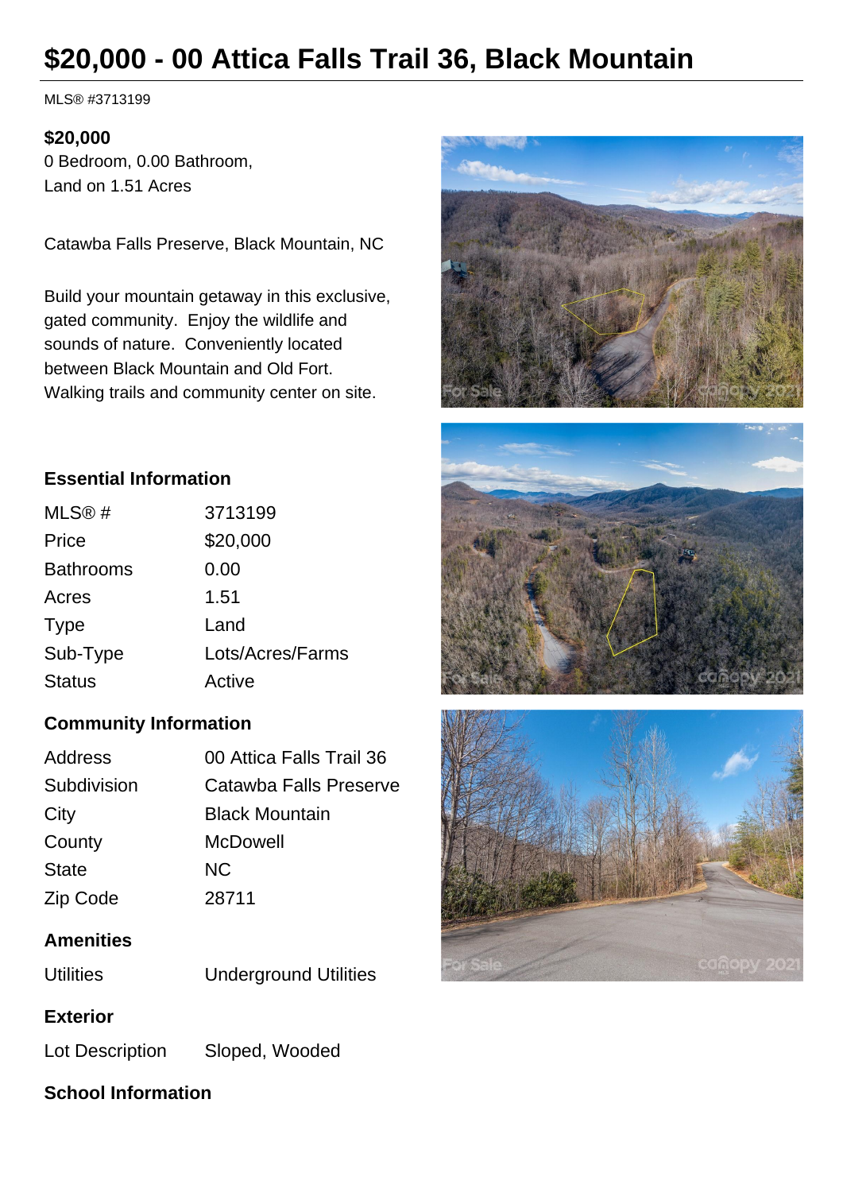# $20,000 - 00 Attica Falls Trail 36, Black Mountain

MLS® #3713199

**$20,000**
0 Bedroom, 0.00 Bathroom,
Land on 1.51 Acres

Catawba Falls Preserve, Black Mountain, NC

Build your mountain getaway in this exclusive, gated community. Enjoy the wildlife and sounds of nature. Conveniently located between Black Mountain and Old Fort. Walking trails and community center on site.

### Essential Information

| | |
|---|---|
| MLS® # | 3713199 |
| Price | $20,000 |
| Bathrooms | 0.00 |
| Acres | 1.51 |
| Type | Land |
| Sub-Type | Lots/Acres/Farms |
| Status | Active |

### Community Information

| | |
|---|---|
| Address | 00 Attica Falls Trail 36 |
| Subdivision | Catawba Falls Preserve |
| City | Black Mountain |
| County | McDowell |
| State | NC |
| Zip Code | 28711 |

### Amenities

| | |
|---|---|
| Utilities | Underground Utilities |

### Exterior

| | |
|---|---|
| Lot Description | Sloped, Wooded |

### School Information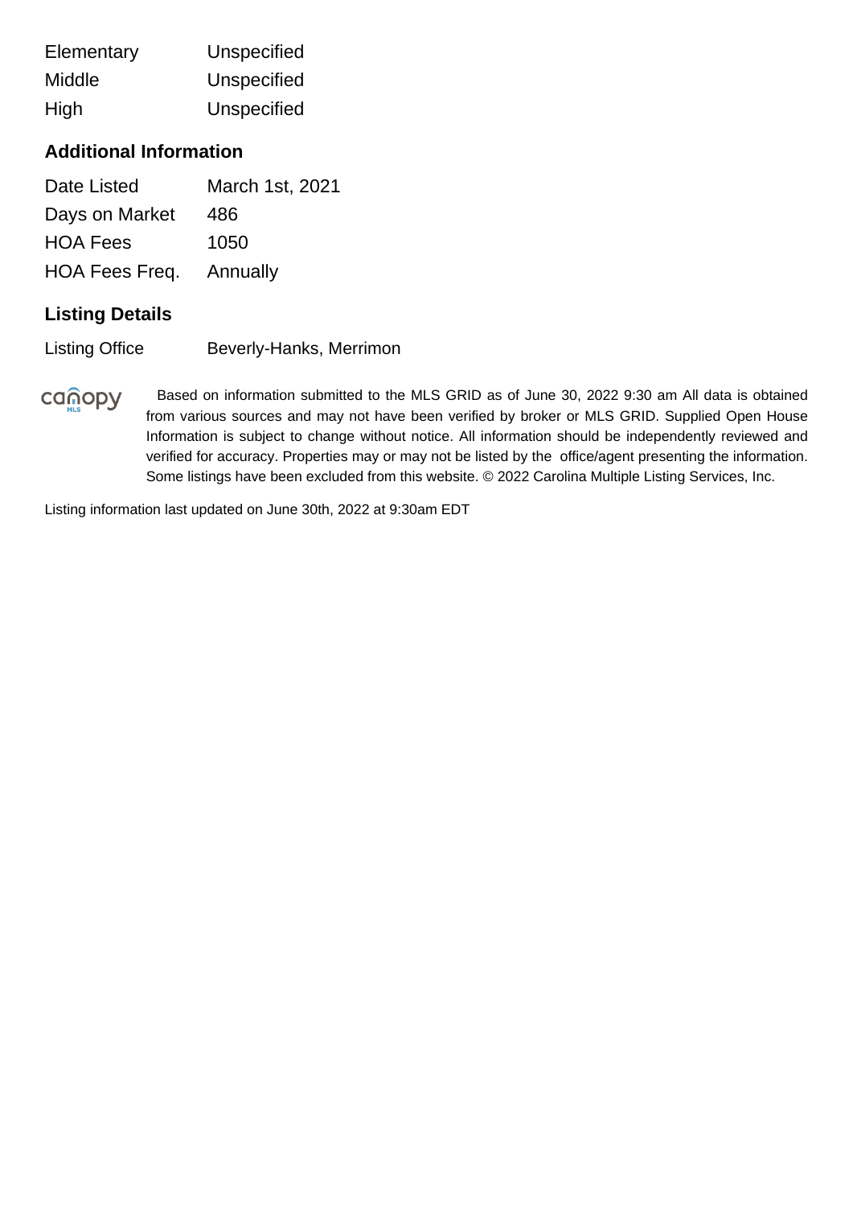| | |
|---|---|
| Elementary | Unspecified |
| Middle | Unspecified |
| High | Unspecified |

### Additional Information

| | |
|---|---|
| Date Listed | March 1st, 2021 |
| Days on Market | 486 |
| HOA Fees | 1050 |
| HOA Fees Freq. | Annually |

### Listing Details

| | |
|---|---|
| Listing Office | Beverly-Hanks, Merrimon |

canopy MLS

Based on information submitted to the MLS GRID as of June 30, 2022 9:30 am All data is obtained from various sources and may not have been verified by broker or MLS GRID. Supplied Open House Information is subject to change without notice. All information should be independently reviewed and verified for accuracy. Properties may or may not be listed by the office/agent presenting the information. Some listings have been excluded from this website. © 2022 Carolina Multiple Listing Services, Inc.

Listing information last updated on June 30th, 2022 at 9:30am EDT